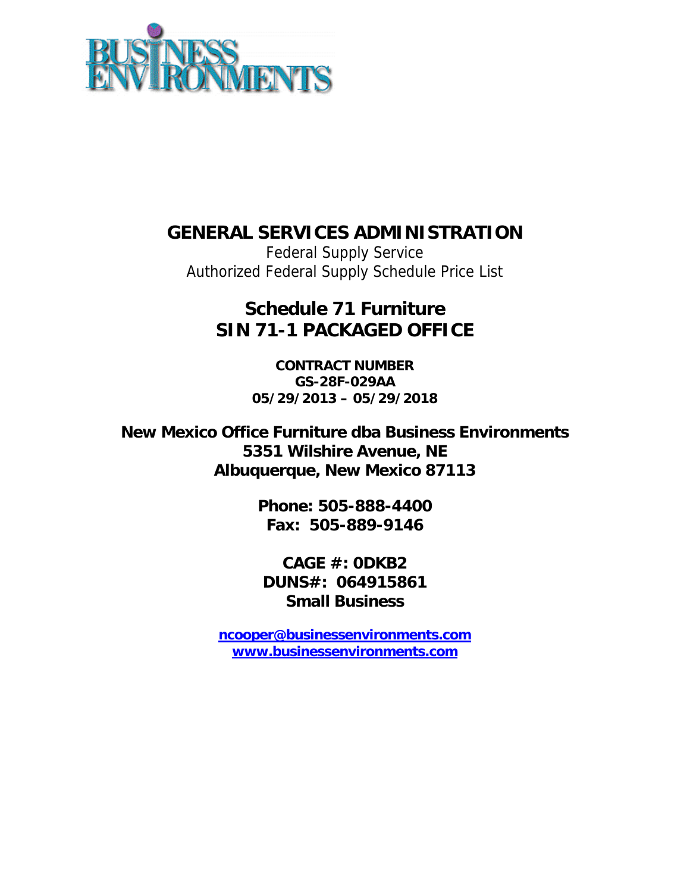# GENERAL SERVICES ADMINISTRATION

Federal Supply Service

Authorized Federal Supply Schedule Price List

## Schedule 71 Furniture
## SIN 71-1 PACKAGED OFFICE

**CONTRACT NUMBER**
**GS-28F-029AA**
**05/29/2013 – 05/29/2018**

**New Mexico Office Furniture dba Business Environments**
**5351 Wilshire Avenue, NE**
**Albuquerque, New Mexico 87113**

**Phone: 505-888-4400**
**Fax: 505-889-9146**

**CAGE #: 0DKB2**
**DUNS#: 064915861**
**Small Business**

**ncooper@businessenvironments.com**
**www.businessenvironments.com**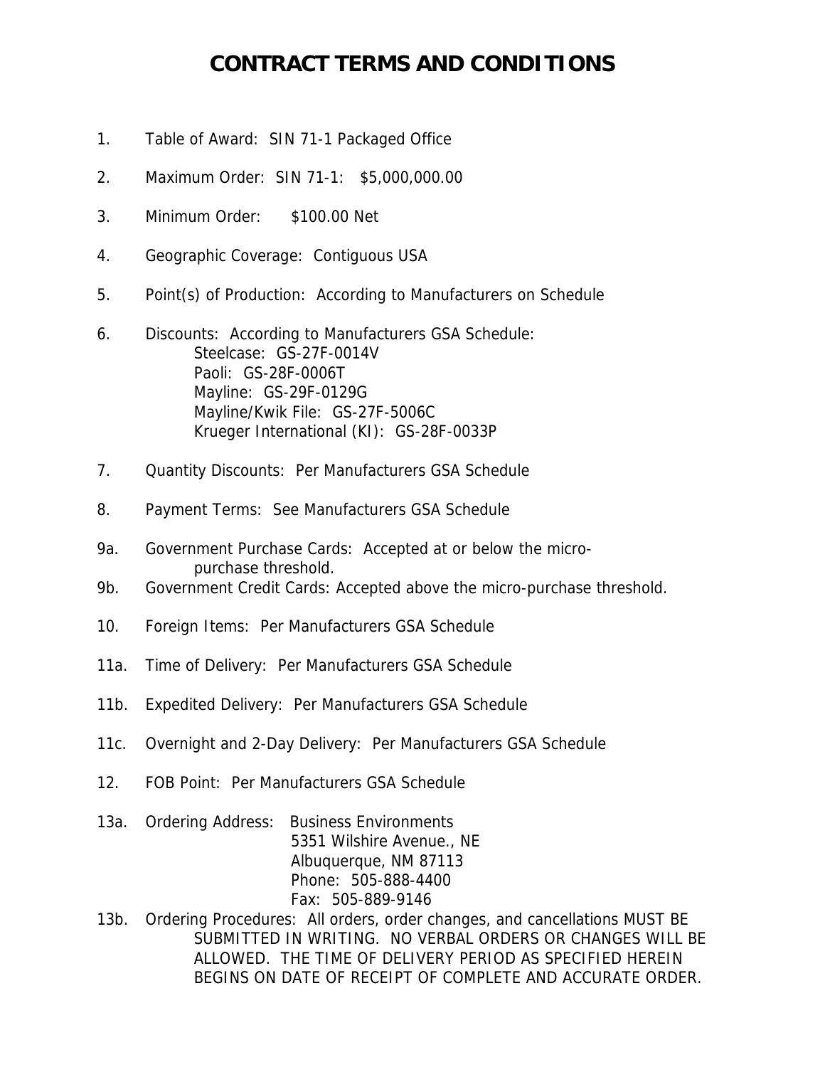# CONTRACT TERMS AND CONDITIONS

1. Table of Award: SIN 71-1 Packaged Office

2. Maximum Order: SIN 71-1: $5,000,000.00

3. Minimum Order: $100.00 Net

4. Geographic Coverage: Contiguous USA

5. Point(s) of Production: According to Manufacturers on Schedule

6. Discounts: According to Manufacturers GSA Schedule:
   Steelcase: GS-27F-0014V
   Paoli: GS-28F-0006T
   Mayline: GS-29F-0129G
   Mayline/Kwik File: GS-27F-5006C
   Krueger International (KI): GS-28F-0033P

7. Quantity Discounts: Per Manufacturers GSA Schedule

8. Payment Terms: See Manufacturers GSA Schedule

9a. Government Purchase Cards: Accepted at or below the micro-purchase threshold.

9b. Government Credit Cards: Accepted above the micro-purchase threshold.

10. Foreign Items: Per Manufacturers GSA Schedule

11a. Time of Delivery: Per Manufacturers GSA Schedule

11b. Expedited Delivery: Per Manufacturers GSA Schedule

11c. Overnight and 2-Day Delivery: Per Manufacturers GSA Schedule

12. FOB Point: Per Manufacturers GSA Schedule

13a. Ordering Address: Business Environments
   5351 Wilshire Avenue., NE
   Albuquerque, NM 87113
   Phone: 505-888-4400
   Fax: 505-889-9146

13b. Ordering Procedures: All orders, order changes, and cancellations MUST BE SUBMITTED IN WRITING. NO VERBAL ORDERS OR CHANGES WILL BE ALLOWED. THE TIME OF DELIVERY PERIOD AS SPECIFIED HEREIN BEGINS ON DATE OF RECEIPT OF COMPLETE AND ACCURATE ORDER.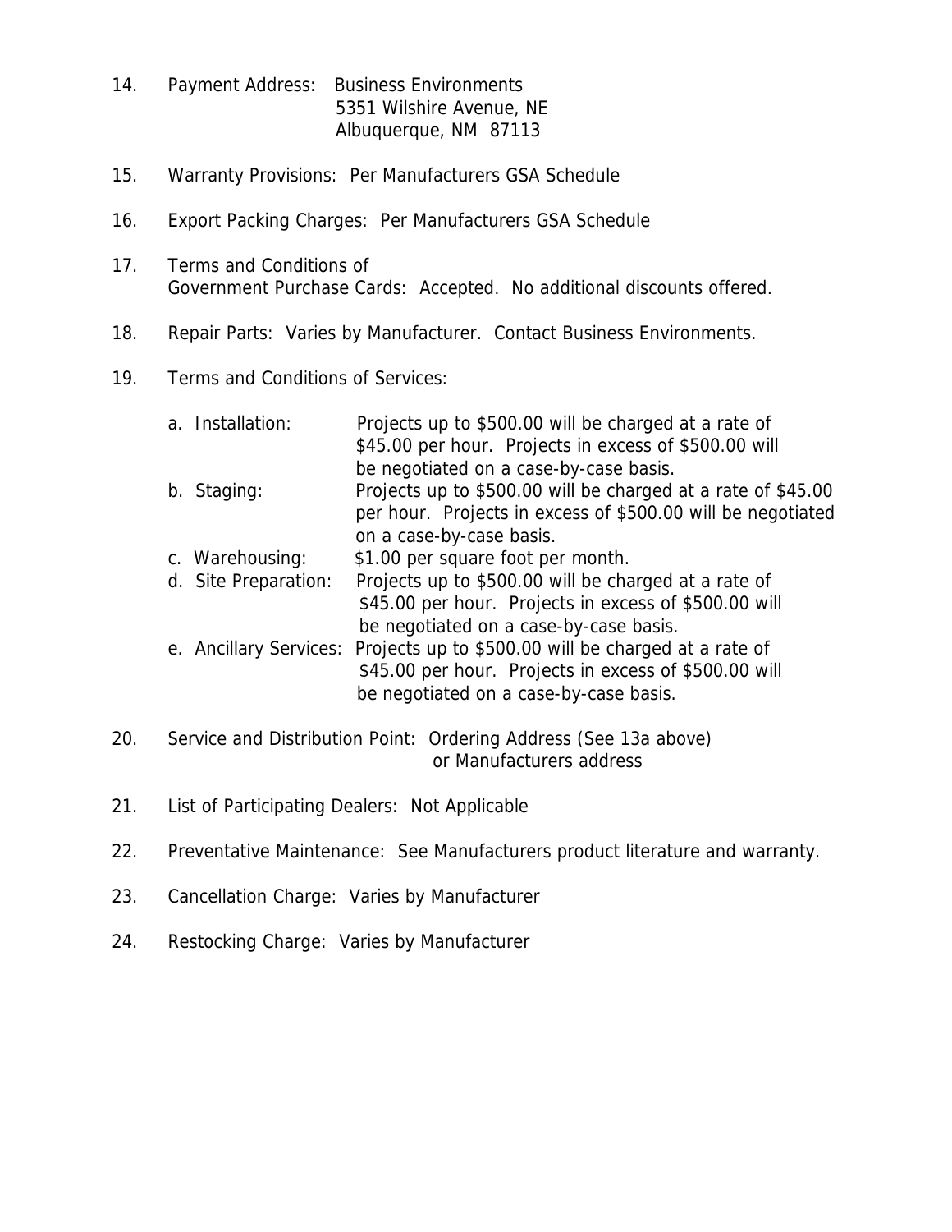14. Payment Address: Business Environments
    5351 Wilshire Avenue, NE
    Albuquerque, NM 87113

15. Warranty Provisions: Per Manufacturers GSA Schedule

16. Export Packing Charges: Per Manufacturers GSA Schedule

17. Terms and Conditions of
    Government Purchase Cards: Accepted. No additional discounts offered.

18. Repair Parts: Varies by Manufacturer. Contact Business Environments.

19. Terms and Conditions of Services:

    a. Installation: Projects up to $500.00 will be charged at a rate of $45.00 per hour. Projects in excess of $500.00 will be negotiated on a case-by-case basis.
    b. Staging: Projects up to $500.00 will be charged at a rate of $45.00 per hour. Projects in excess of $500.00 will be negotiated on a case-by-case basis.
    c. Warehousing: $1.00 per square foot per month.
    d. Site Preparation: Projects up to $500.00 will be charged at a rate of $45.00 per hour. Projects in excess of $500.00 will be negotiated on a case-by-case basis.
    e. Ancillary Services: Projects up to $500.00 will be charged at a rate of $45.00 per hour. Projects in excess of $500.00 will be negotiated on a case-by-case basis.

20. Service and Distribution Point: Ordering Address (See 13a above)
    or Manufacturers address

21. List of Participating Dealers: Not Applicable

22. Preventative Maintenance: See Manufacturers product literature and warranty.

23. Cancellation Charge: Varies by Manufacturer

24. Restocking Charge: Varies by Manufacturer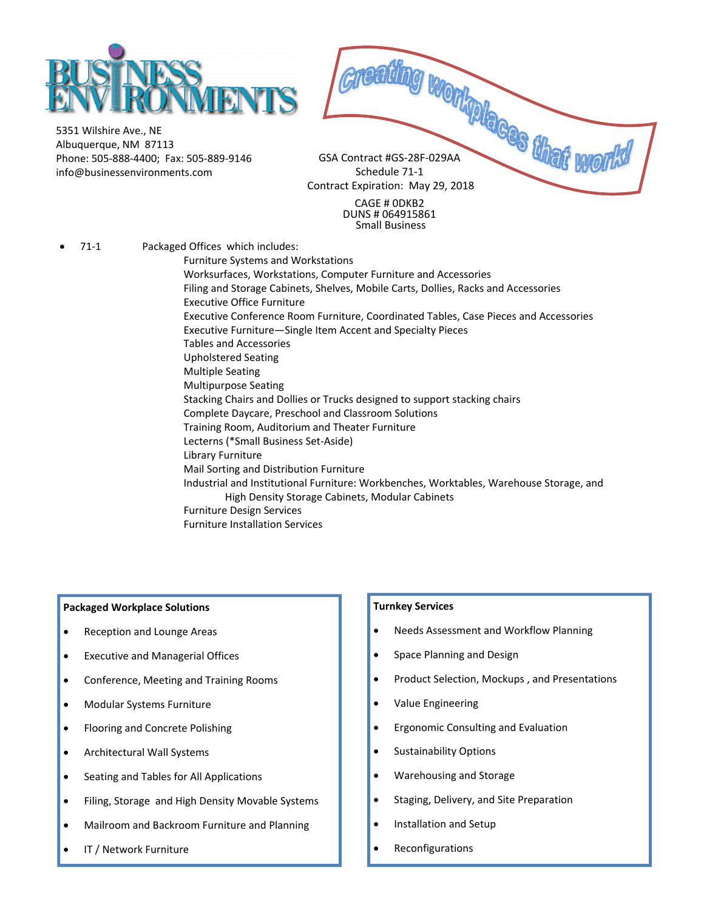# BUSINESS ENVIRONMENTS

5351 Wilshire Ave., NE
Albuquerque, NM 87113
Phone: 505-888-4400; Fax: 505-889-9146
info@businessenvironments.com

*Creating workplaces that work!*

GSA Contract #GS-28F-029AA
Schedule 71-1
Contract Expiration: May 29, 2018

CAGE # 0DKB2
DUNS # 064915861
Small Business

- 71-1 Packaged Offices which includes:
  - Furniture Systems and Workstations
  - Worksurfaces, Workstations, Computer Furniture and Accessories
  - Filing and Storage Cabinets, Shelves, Mobile Carts, Dollies, Racks and Accessories
  - Executive Office Furniture
  - Executive Conference Room Furniture, Coordinated Tables, Case Pieces and Accessories
  - Executive Furniture—Single Item Accent and Specialty Pieces
  - Tables and Accessories
  - Upholstered Seating
  - Multiple Seating
  - Multipurpose Seating
  - Stacking Chairs and Dollies or Trucks designed to support stacking chairs
  - Complete Daycare, Preschool and Classroom Solutions
  - Training Room, Auditorium and Theater Furniture
  - Lecterns (*Small Business Set-Aside)
  - Library Furniture
  - Mail Sorting and Distribution Furniture
  - Industrial and Institutional Furniture: Workbenches, Worktables, Warehouse Storage, and High Density Storage Cabinets, Modular Cabinets
  - Furniture Design Services
  - Furniture Installation Services

**Packaged Workplace Solutions**

- Reception and Lounge Areas
- Executive and Managerial Offices
- Conference, Meeting and Training Rooms
- Modular Systems Furniture
- Flooring and Concrete Polishing
- Architectural Wall Systems
- Seating and Tables for All Applications
- Filing, Storage and High Density Movable Systems
- Mailroom and Backroom Furniture and Planning
- IT / Network Furniture

**Turnkey Services**

- Needs Assessment and Workflow Planning
- Space Planning and Design
- Product Selection, Mockups , and Presentations
- Value Engineering
- Ergonomic Consulting and Evaluation
- Sustainability Options
- Warehousing and Storage
- Staging, Delivery, and Site Preparation
- Installation and Setup
- Reconfigurations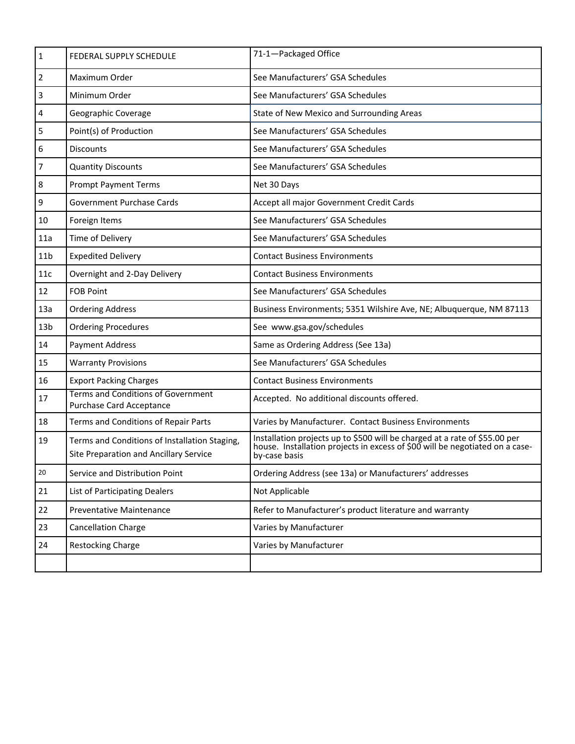| 1 | FEDERAL SUPPLY SCHEDULE | 71-1—Packaged Office |
|---|---|---|
| 2 | Maximum Order | See Manufacturers' GSA Schedules |
| 3 | Minimum Order | See Manufacturers' GSA Schedules |
| 4 | Geographic Coverage | State of New Mexico and Surrounding Areas |
| 5 | Point(s) of Production | See Manufacturers' GSA Schedules |
| 6 | Discounts | See Manufacturers' GSA Schedules |
| 7 | Quantity Discounts | See Manufacturers' GSA Schedules |
| 8 | Prompt Payment Terms | Net 30 Days |
| 9 | Government Purchase Cards | Accept all major Government Credit Cards |
| 10 | Foreign Items | See Manufacturers' GSA Schedules |
| 11a | Time of Delivery | See Manufacturers' GSA Schedules |
| 11b | Expedited Delivery | Contact Business Environments |
| 11c | Overnight and 2-Day Delivery | Contact Business Environments |
| 12 | FOB Point | See Manufacturers' GSA Schedules |
| 13a | Ordering Address | Business Environments; 5351 Wilshire Ave, NE; Albuquerque, NM 87113 |
| 13b | Ordering Procedures | See www.gsa.gov/schedules |
| 14 | Payment Address | Same as Ordering Address (See 13a) |
| 15 | Warranty Provisions | See Manufacturers' GSA Schedules |
| 16 | Export Packing Charges | Contact Business Environments |
| 17 | Terms and Conditions of Government Purchase Card Acceptance | Accepted. No additional discounts offered. |
| 18 | Terms and Conditions of Repair Parts | Varies by Manufacturer. Contact Business Environments |
| 19 | Terms and Conditions of Installation Staging, Site Preparation and Ancillary Service | Installation projects up to $500 will be charged at a rate of $55.00 per house. Installation projects in excess of $00 will be negotiated on a case-by-case basis |
| 20 | Service and Distribution Point | Ordering Address (see 13a) or Manufacturers' addresses |
| 21 | List of Participating Dealers | Not Applicable |
| 22 | Preventative Maintenance | Refer to Manufacturer's product literature and warranty |
| 23 | Cancellation Charge | Varies by Manufacturer |
| 24 | Restocking Charge | Varies by Manufacturer |
| | | |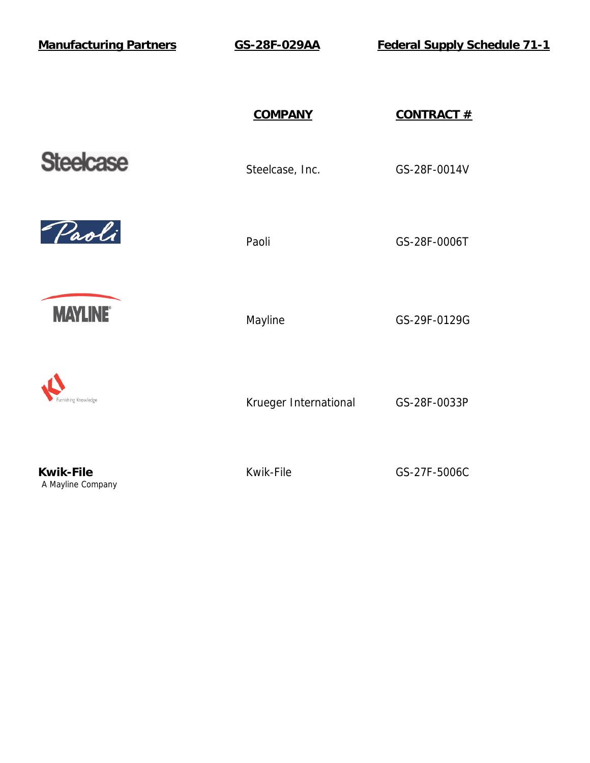**Manufacturing Partners** **GS-28F-029AA** **Federal Supply Schedule 71-1**

| | COMPANY | CONTRACT # |
|---|---|---|
| Steelcase | Steelcase, Inc. | GS-28F-0014V |
| Paoli | Paoli | GS-28F-0006T |
| MAYLINE® | Mayline | GS-29F-0129G |
| KI Furnishing Knowledge | Krueger International | GS-28F-0033P |
| **Kwik-File** A Mayline Company | Kwik-File | GS-27F-5006C |